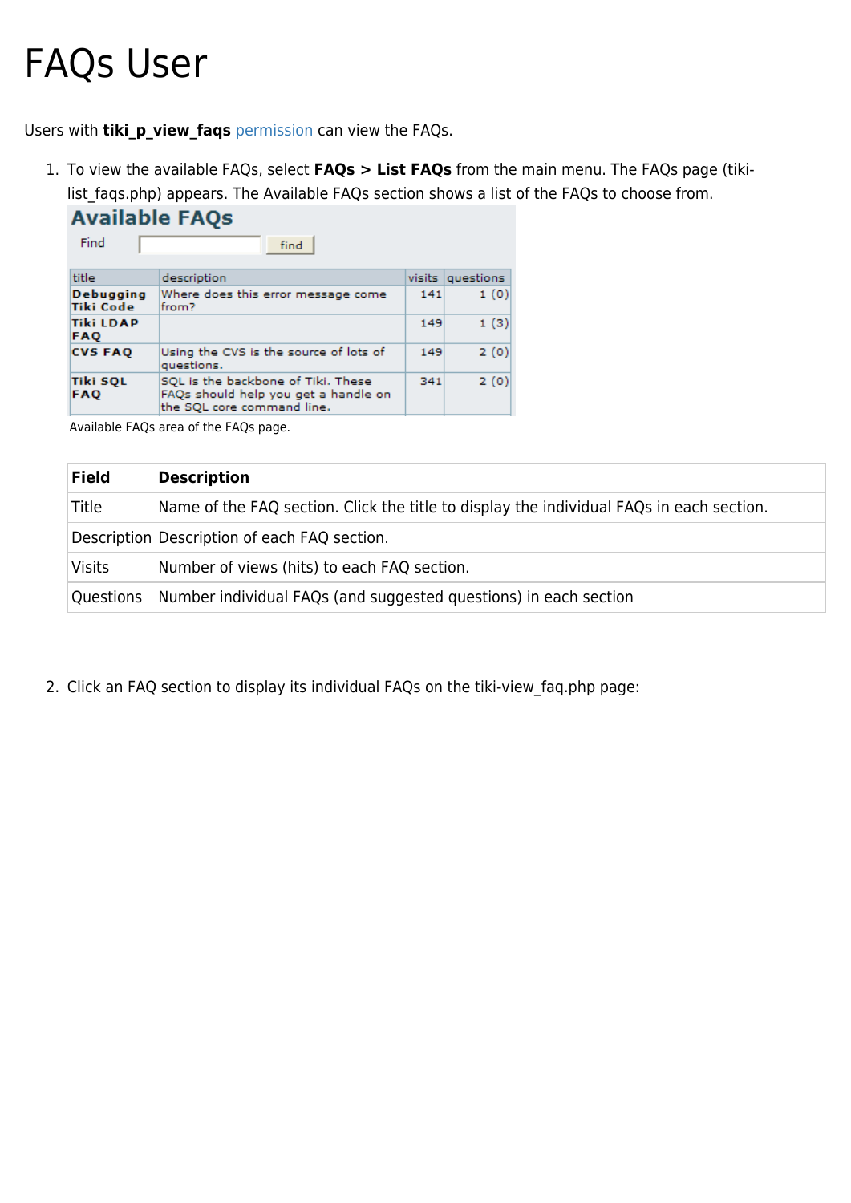# FAQs User

Users with **tiki_p_view_faqs** permission can view the FAQs.

1. To view the available FAQs, select **FAQs > List FAQs** from the main menu. The FAQs page (tiki-list_faqs.php) appears. The Available FAQs section shows a list of the FAQs to choose from.

   **Available FAQs**

   Find [ ] find

   | title | description | visits | questions |
   |---|---|---|---|
   | Debugging Tiki Code | Where does this error message come from? | 141 | 1 (0) |
   | Tiki LDAP FAQ | | 149 | 1 (3) |
   | CVS FAQ | Using the CVS is the source of lots of questions. | 149 | 2 (0) |
   | Tiki SQL FAQ | SQL is the backbone of Tiki. These FAQs should help you get a handle on the SQL core command line. | 341 | 2 (0) |

   Available FAQs area of the FAQs page.

   | Field | Description |
   |---|---|
   | Title | Name of the FAQ section. Click the title to display the individual FAQs in each section. |
   | Description | Description of each FAQ section. |
   | Visits | Number of views (hits) to each FAQ section. |
   | Questions | Number individual FAQs (and suggested questions) in each section |

2. Click an FAQ section to display its individual FAQs on the tiki-view_faq.php page: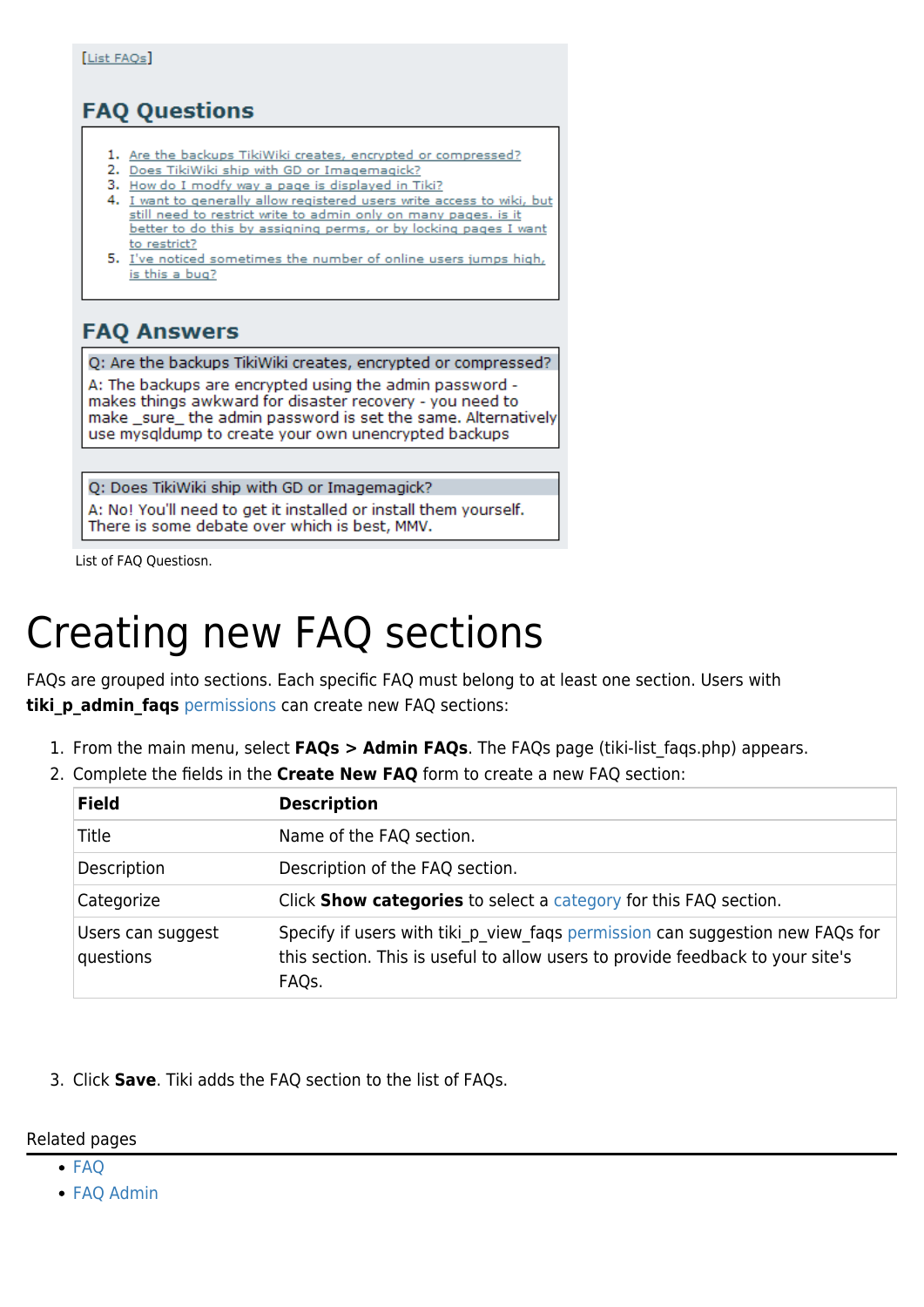[List FAQs]

## FAQ Questions

1. Are the backups TikiWiki creates, encrypted or compressed?
2. Does TikiWiki ship with GD or Imagemagick?
3. How do I modfy way a page is displayed in Tiki?
4. I want to generally allow registered users write access to wiki, but still need to restrict write to admin only on many pages. is it better to do this by assigning perms, or by locking pages I want to restrict?
5. I've noticed sometimes the number of online users jumps high, is this a bug?

## FAQ Answers

Q: Are the backups TikiWiki creates, encrypted or compressed?

A: The backups are encrypted using the admin password - makes things awkward for disaster recovery - you need to make _sure_ the admin password is set the same. Alternatively use mysqldump to create your own unencrypted backups

Q: Does TikiWiki ship with GD or Imagemagick?

A: No! You'll need to get it installed or install them yourself. There is some debate over which is best, MMV.

List of FAQ Questiosn.

# Creating new FAQ sections

FAQs are grouped into sections. Each specific FAQ must belong to at least one section. Users with **tiki_p_admin_faqs** permissions can create new FAQ sections:

1. From the main menu, select **FAQs > Admin FAQs**. The FAQs page (tiki-list_faqs.php) appears.
2. Complete the fields in the **Create New FAQ** form to create a new FAQ section:

| Field | Description |
|---|---|
| Title | Name of the FAQ section. |
| Description | Description of the FAQ section. |
| Categorize | Click **Show categories** to select a category for this FAQ section. |
| Users can suggest questions | Specify if users with tiki_p_view_faqs permission can suggestion new FAQs for this section. This is useful to allow users to provide feedback to your site's FAQs. |

3. Click **Save**. Tiki adds the FAQ section to the list of FAQs.

Related pages

- FAQ
- FAQ Admin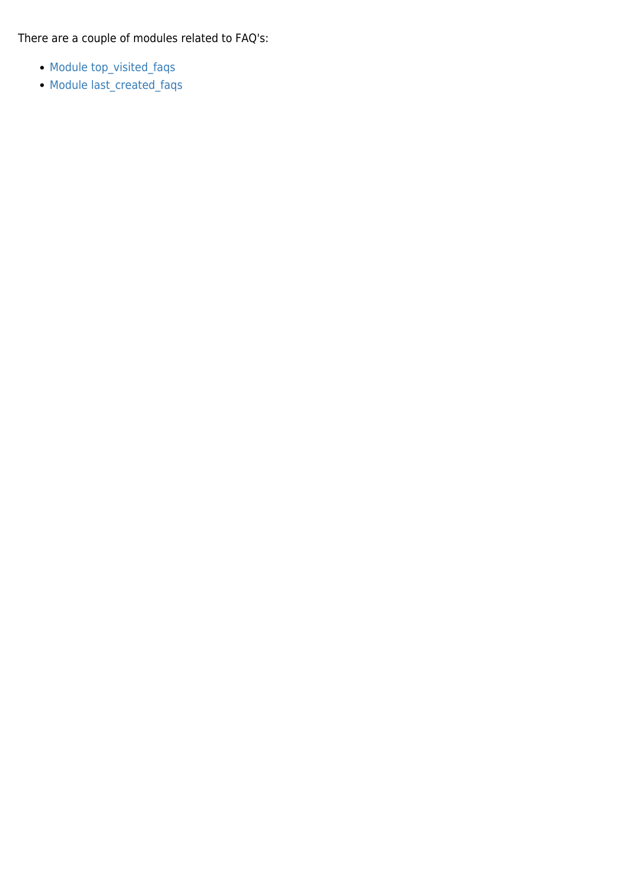There are a couple of modules related to FAQ's:

- Module top_visited_faqs
- Module last_created_faqs